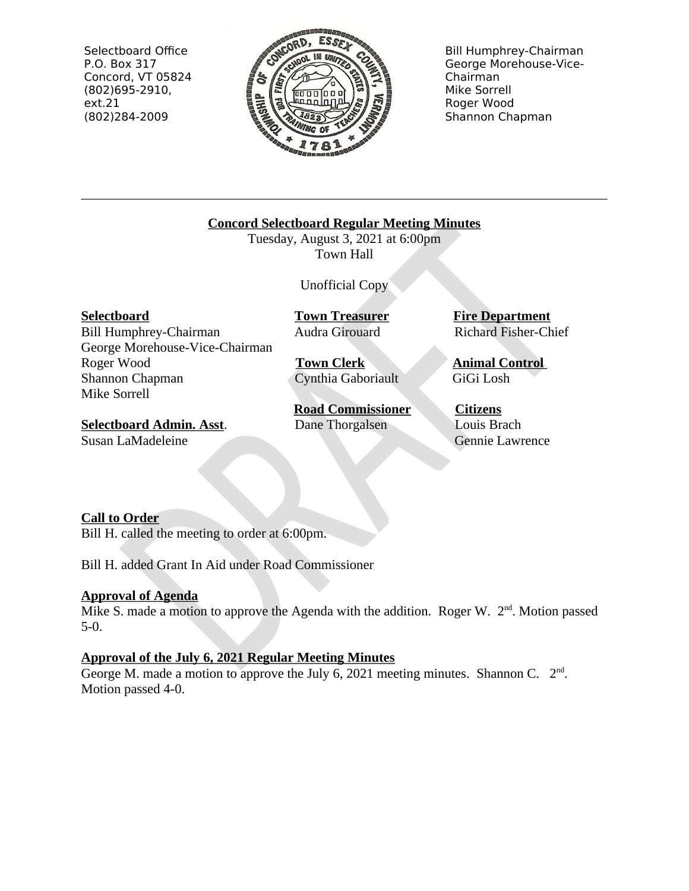Selectboard Office
P.O. Box 317
Concord, VT 05824
(802)695-2910, ext.21
(802)284-2009

Bill Humphrey-Chairman
George Morehouse-Vice-Chairman
Mike Sorrell
Roger Wood
Shannon Chapman

---

# Concord Selectboard Regular Meeting Minutes

Tuesday, August 3, 2021 at 6:00pm
Town Hall

Unofficial Copy

**Selectboard**
Bill Humphrey-Chairman
George Morehouse-Vice-Chairman
Roger Wood
Shannon Chapman
Mike Sorrell

**Selectboard Admin. Asst.**
Susan LaMadeleine

**Town Treasurer**
Audra Girouard

**Town Clerk**
Cynthia Gaboriault

**Road Commissioner**
Dane Thorgalsen

**Fire Department**
Richard Fisher-Chief

**Animal Control**
GiGi Losh

**Citizens**
Louis Brach
Gennie Lawrence

## Call to Order

Bill H. called the meeting to order at 6:00pm.

Bill H. added Grant In Aid under Road Commissioner

## Approval of Agenda

Mike S. made a motion to approve the Agenda with the addition. Roger W. 2nd. Motion passed 5-0.

## Approval of the July 6, 2021 Regular Meeting Minutes

George M. made a motion to approve the July 6, 2021 meeting minutes. Shannon C. 2nd. Motion passed 4-0.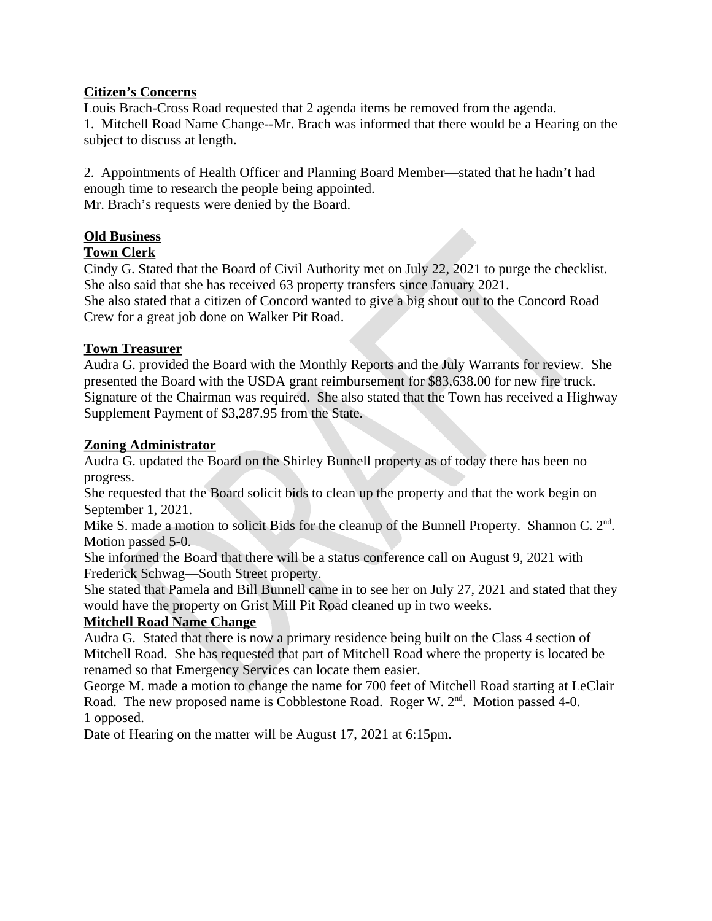**Citizen's Concerns**

Louis Brach-Cross Road requested that 2 agenda items be removed from the agenda.

1. Mitchell Road Name Change--Mr. Brach was informed that there would be a Hearing on the subject to discuss at length.

2. Appointments of Health Officer and Planning Board Member—stated that he hadn't had enough time to research the people being appointed.

Mr. Brach's requests were denied by the Board.

**Old Business**

**Town Clerk**

Cindy G. Stated that the Board of Civil Authority met on July 22, 2021 to purge the checklist. She also said that she has received 63 property transfers since January 2021.

She also stated that a citizen of Concord wanted to give a big shout out to the Concord Road Crew for a great job done on Walker Pit Road.

**Town Treasurer**

Audra G. provided the Board with the Monthly Reports and the July Warrants for review. She presented the Board with the USDA grant reimbursement for $83,638.00 for new fire truck. Signature of the Chairman was required. She also stated that the Town has received a Highway Supplement Payment of $3,287.95 from the State.

**Zoning Administrator**

Audra G. updated the Board on the Shirley Bunnell property as of today there has been no progress.

She requested that the Board solicit bids to clean up the property and that the work begin on September 1, 2021.

Mike S. made a motion to solicit Bids for the cleanup of the Bunnell Property. Shannon C. 2nd. Motion passed 5-0.

She informed the Board that there will be a status conference call on August 9, 2021 with Frederick Schwag—South Street property.

She stated that Pamela and Bill Bunnell came in to see her on July 27, 2021 and stated that they would have the property on Grist Mill Pit Road cleaned up in two weeks.

**Mitchell Road Name Change**

Audra G. Stated that there is now a primary residence being built on the Class 4 section of Mitchell Road. She has requested that part of Mitchell Road where the property is located be renamed so that Emergency Services can locate them easier.

George M. made a motion to change the name for 700 feet of Mitchell Road starting at LeClair Road. The new proposed name is Cobblestone Road. Roger W. 2nd. Motion passed 4-0. 1 opposed.

Date of Hearing on the matter will be August 17, 2021 at 6:15pm.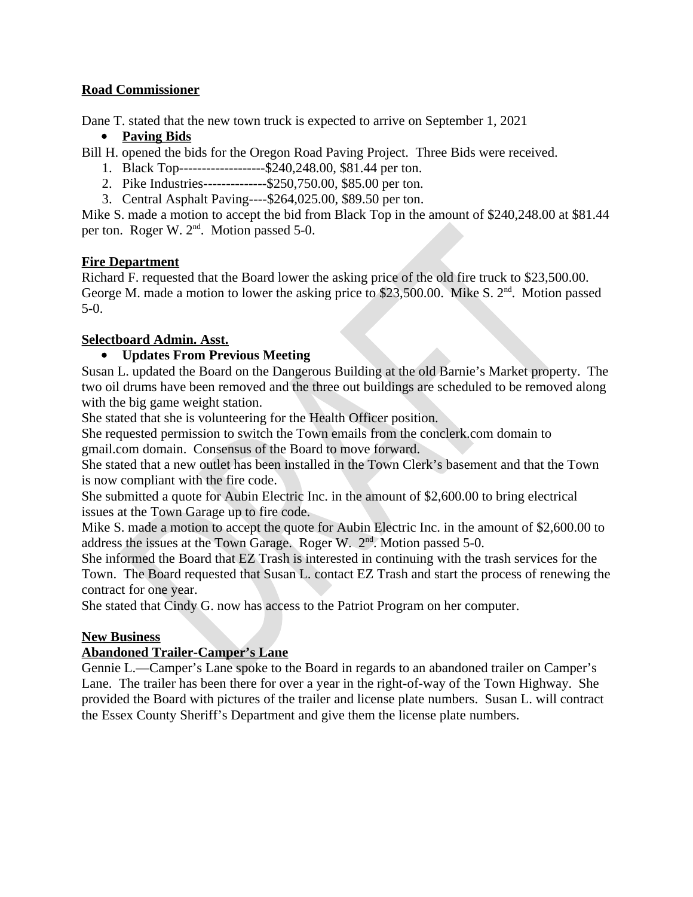**Road Commissioner**

Dane T. stated that the new town truck is expected to arrive on September 1, 2021

- **Paving Bids**

Bill H. opened the bids for the Oregon Road Paving Project. Three Bids were received.

1. Black Top-------------------$240,248.00, $81.44 per ton.
2. Pike Industries--------------$250,750.00, $85.00 per ton.
3. Central Asphalt Paving----$264,025.00, $89.50 per ton.

Mike S. made a motion to accept the bid from Black Top in the amount of $240,248.00 at $81.44 per ton. Roger W. 2nd. Motion passed 5-0.

**Fire Department**

Richard F. requested that the Board lower the asking price of the old fire truck to $23,500.00. George M. made a motion to lower the asking price to $23,500.00. Mike S. 2nd. Motion passed 5-0.

**Selectboard Admin. Asst.**

- **Updates From Previous Meeting**

Susan L. updated the Board on the Dangerous Building at the old Barnie's Market property. The two oil drums have been removed and the three out buildings are scheduled to be removed along with the big game weight station.

She stated that she is volunteering for the Health Officer position.

She requested permission to switch the Town emails from the conclerk.com domain to gmail.com domain. Consensus of the Board to move forward.

She stated that a new outlet has been installed in the Town Clerk's basement and that the Town is now compliant with the fire code.

She submitted a quote for Aubin Electric Inc. in the amount of $2,600.00 to bring electrical issues at the Town Garage up to fire code.

Mike S. made a motion to accept the quote for Aubin Electric Inc. in the amount of $2,600.00 to address the issues at the Town Garage. Roger W. 2nd. Motion passed 5-0.

She informed the Board that EZ Trash is interested in continuing with the trash services for the Town. The Board requested that Susan L. contact EZ Trash and start the process of renewing the contract for one year.

She stated that Cindy G. now has access to the Patriot Program on her computer.

**New Business**

**Abandoned Trailer-Camper's Lane**

Gennie L.—Camper's Lane spoke to the Board in regards to an abandoned trailer on Camper's Lane. The trailer has been there for over a year in the right-of-way of the Town Highway. She provided the Board with pictures of the trailer and license plate numbers. Susan L. will contract the Essex County Sheriff's Department and give them the license plate numbers.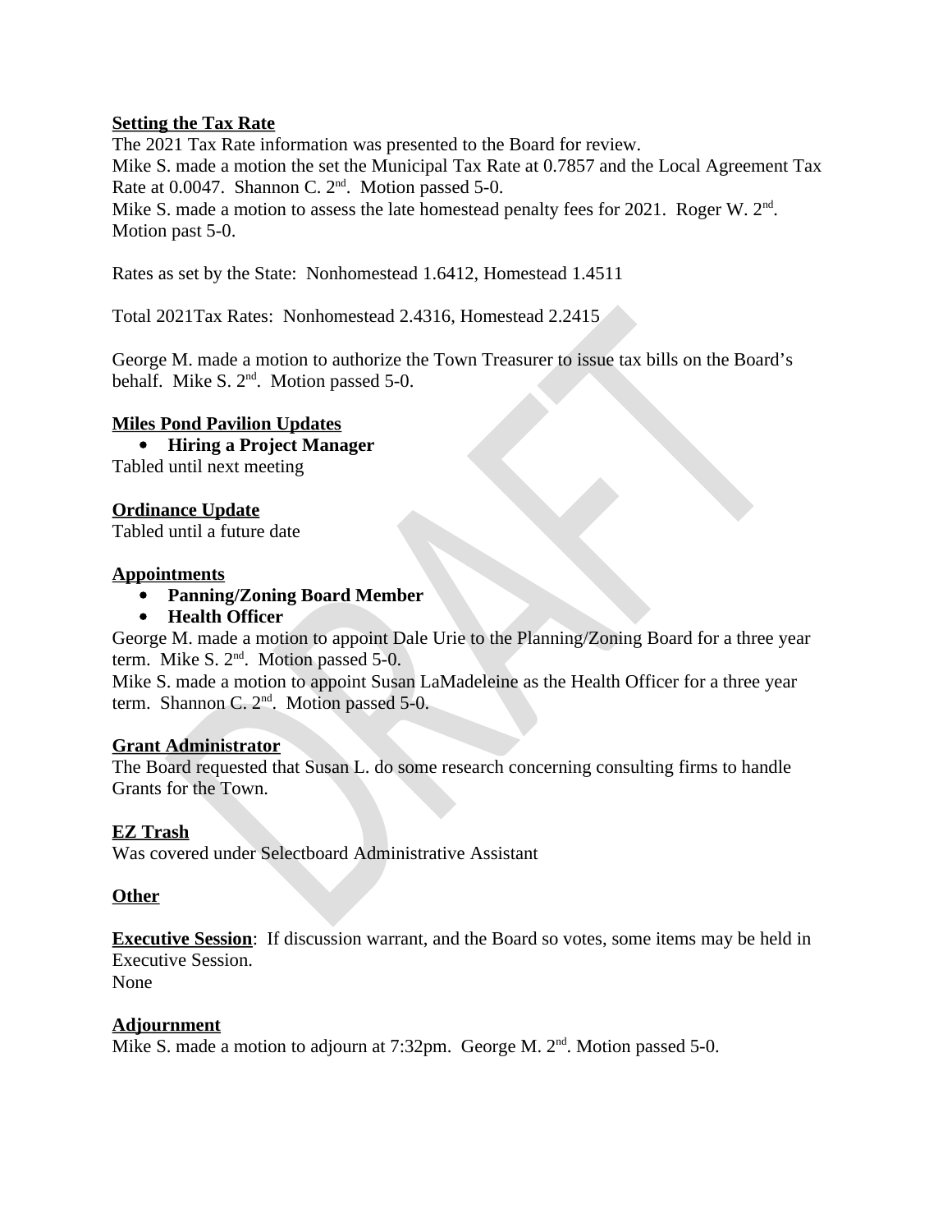**Setting the Tax Rate**

The 2021 Tax Rate information was presented to the Board for review.
Mike S. made a motion the set the Municipal Tax Rate at 0.7857 and the Local Agreement Tax Rate at 0.0047. Shannon C. 2nd. Motion passed 5-0.
Mike S. made a motion to assess the late homestead penalty fees for 2021. Roger W. 2nd. Motion past 5-0.

Rates as set by the State: Nonhomestead 1.6412, Homestead 1.4511

Total 2021Tax Rates: Nonhomestead 2.4316, Homestead 2.2415

George M. made a motion to authorize the Town Treasurer to issue tax bills on the Board's behalf. Mike S. 2nd. Motion passed 5-0.

**Miles Pond Pavilion Updates**

- **Hiring a Project Manager**

Tabled until next meeting

**Ordinance Update**

Tabled until a future date

**Appointments**

- **Panning/Zoning Board Member**
- **Health Officer**

George M. made a motion to appoint Dale Urie to the Planning/Zoning Board for a three year term. Mike S. 2nd. Motion passed 5-0.
Mike S. made a motion to appoint Susan LaMadeleine as the Health Officer for a three year term. Shannon C. 2nd. Motion passed 5-0.

**Grant Administrator**

The Board requested that Susan L. do some research concerning consulting firms to handle Grants for the Town.

**EZ Trash**

Was covered under Selectboard Administrative Assistant

**Other**

**Executive Session**: If discussion warrant, and the Board so votes, some items may be held in Executive Session.
None

**Adjournment**

Mike S. made a motion to adjourn at 7:32pm. George M. 2nd. Motion passed 5-0.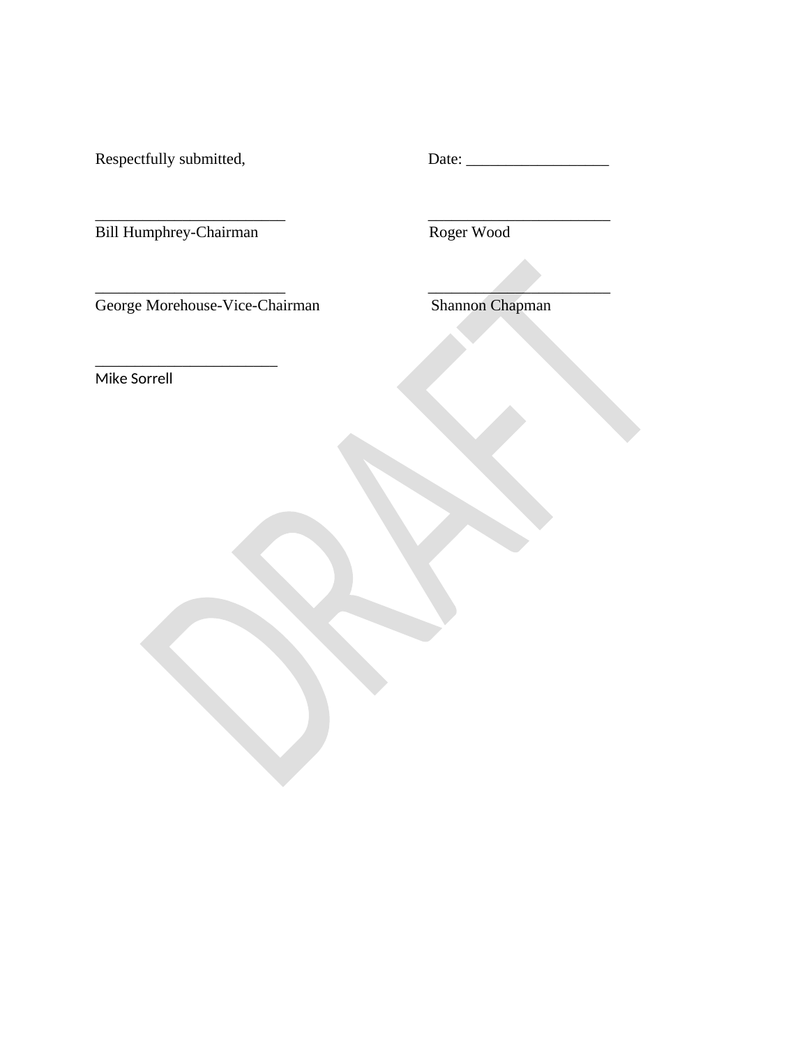Respectfully submitted, Date: __________________

________________________ Bill Humphrey-Chairman

________________________ Roger Wood

________________________ George Morehouse-Vice-Chairman

________________________ Shannon Chapman

________________________ Mike Sorrell

DRAFT